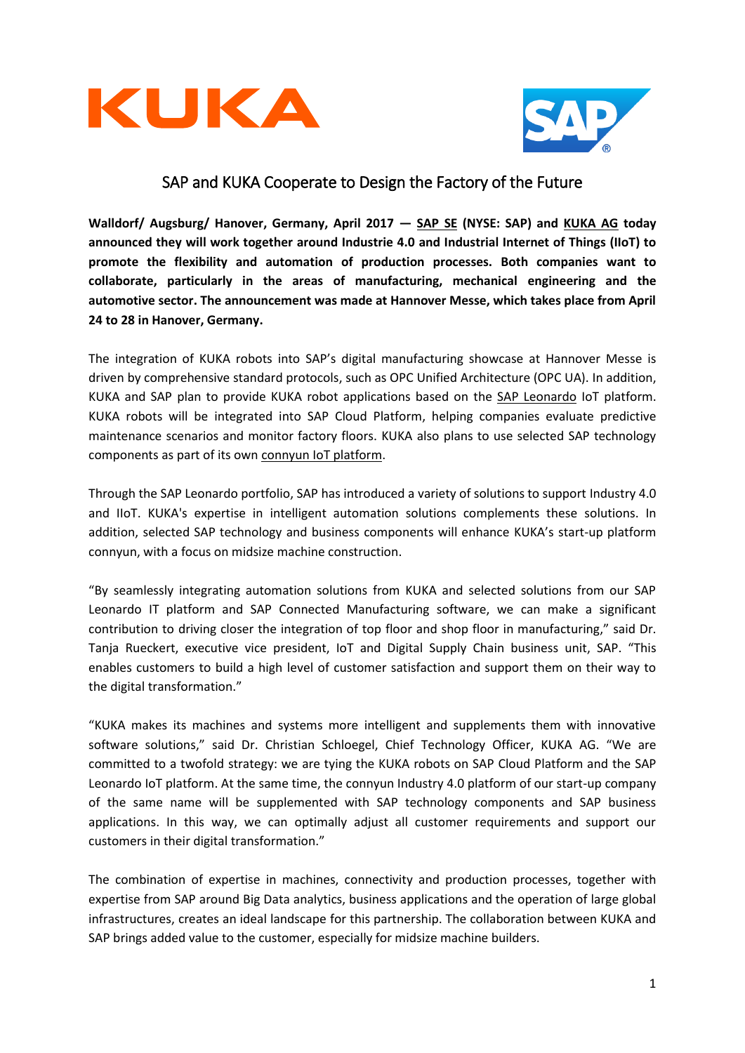# SAP and KUKA Cooperate to Design the Factory of the Future

**Walldorf/ Augsburg/ Hanover, Germany, April 2017 — SAP SE (NYSE: SAP) and KUKA AG today announced they will work together around Industrie 4.0 and Industrial Internet of Things (IIoT) to promote the flexibility and automation of production processes. Both companies want to collaborate, particularly in the areas of manufacturing, mechanical engineering and the automotive sector. The announcement was made at Hannover Messe, which takes place from April 24 to 28 in Hanover, Germany.**

The integration of KUKA robots into SAP's digital manufacturing showcase at Hannover Messe is driven by comprehensive standard protocols, such as OPC Unified Architecture (OPC UA). In addition, KUKA and SAP plan to provide KUKA robot applications based on the SAP Leonardo IoT platform. KUKA robots will be integrated into SAP Cloud Platform, helping companies evaluate predictive maintenance scenarios and monitor factory floors. KUKA also plans to use selected SAP technology components as part of its own connyun IoT platform.

Through the SAP Leonardo portfolio, SAP has introduced a variety of solutions to support Industry 4.0 and IIoT. KUKA's expertise in intelligent automation solutions complements these solutions. In addition, selected SAP technology and business components will enhance KUKA's start-up platform connyun, with a focus on midsize machine construction.

"By seamlessly integrating automation solutions from KUKA and selected solutions from our SAP Leonardo IT platform and SAP Connected Manufacturing software, we can make a significant contribution to driving closer the integration of top floor and shop floor in manufacturing," said Dr. Tanja Rueckert, executive vice president, IoT and Digital Supply Chain business unit, SAP. "This enables customers to build a high level of customer satisfaction and support them on their way to the digital transformation."

"KUKA makes its machines and systems more intelligent and supplements them with innovative software solutions," said Dr. Christian Schloegel, Chief Technology Officer, KUKA AG. "We are committed to a twofold strategy: we are tying the KUKA robots on SAP Cloud Platform and the SAP Leonardo IoT platform. At the same time, the connyun Industry 4.0 platform of our start-up company of the same name will be supplemented with SAP technology components and SAP business applications. In this way, we can optimally adjust all customer requirements and support our customers in their digital transformation."

The combination of expertise in machines, connectivity and production processes, together with expertise from SAP around Big Data analytics, business applications and the operation of large global infrastructures, creates an ideal landscape for this partnership. The collaboration between KUKA and SAP brings added value to the customer, especially for midsize machine builders.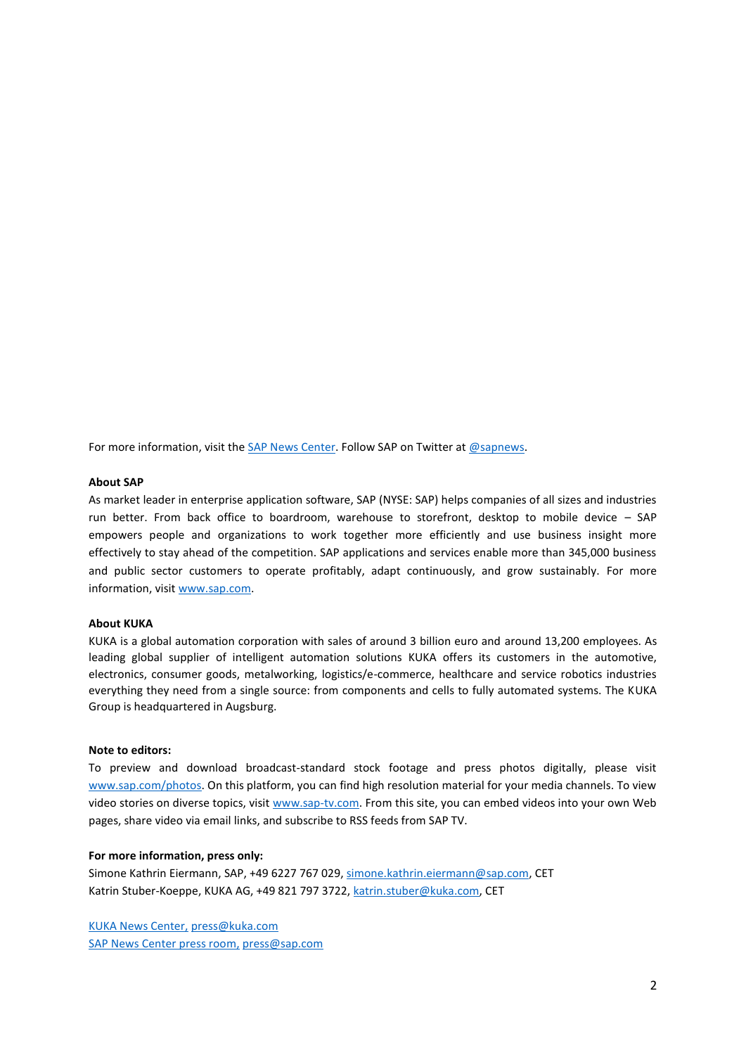For more information, visit the SAP News Center. Follow SAP on Twitter at @sapnews.

**About SAP**

As market leader in enterprise application software, SAP (NYSE: SAP) helps companies of all sizes and industries run better. From back office to boardroom, warehouse to storefront, desktop to mobile device – SAP empowers people and organizations to work together more efficiently and use business insight more effectively to stay ahead of the competition. SAP applications and services enable more than 345,000 business and public sector customers to operate profitably, adapt continuously, and grow sustainably. For more information, visit www.sap.com.

**About KUKA**

KUKA is a global automation corporation with sales of around 3 billion euro and around 13,200 employees. As leading global supplier of intelligent automation solutions KUKA offers its customers in the automotive, electronics, consumer goods, metalworking, logistics/e-commerce, healthcare and service robotics industries everything they need from a single source: from components and cells to fully automated systems. The KUKA Group is headquartered in Augsburg.

**Note to editors:**

To preview and download broadcast-standard stock footage and press photos digitally, please visit www.sap.com/photos. On this platform, you can find high resolution material for your media channels. To view video stories on diverse topics, visit www.sap-tv.com. From this site, you can embed videos into your own Web pages, share video via email links, and subscribe to RSS feeds from SAP TV.

**For more information, press only:**

Simone Kathrin Eiermann, SAP, +49 6227 767 029, simone.kathrin.eiermann@sap.com, CET
Katrin Stuber-Koeppe, KUKA AG, +49 821 797 3722, katrin.stuber@kuka.com, CET

KUKA News Center, press@kuka.com
SAP News Center press room, press@sap.com